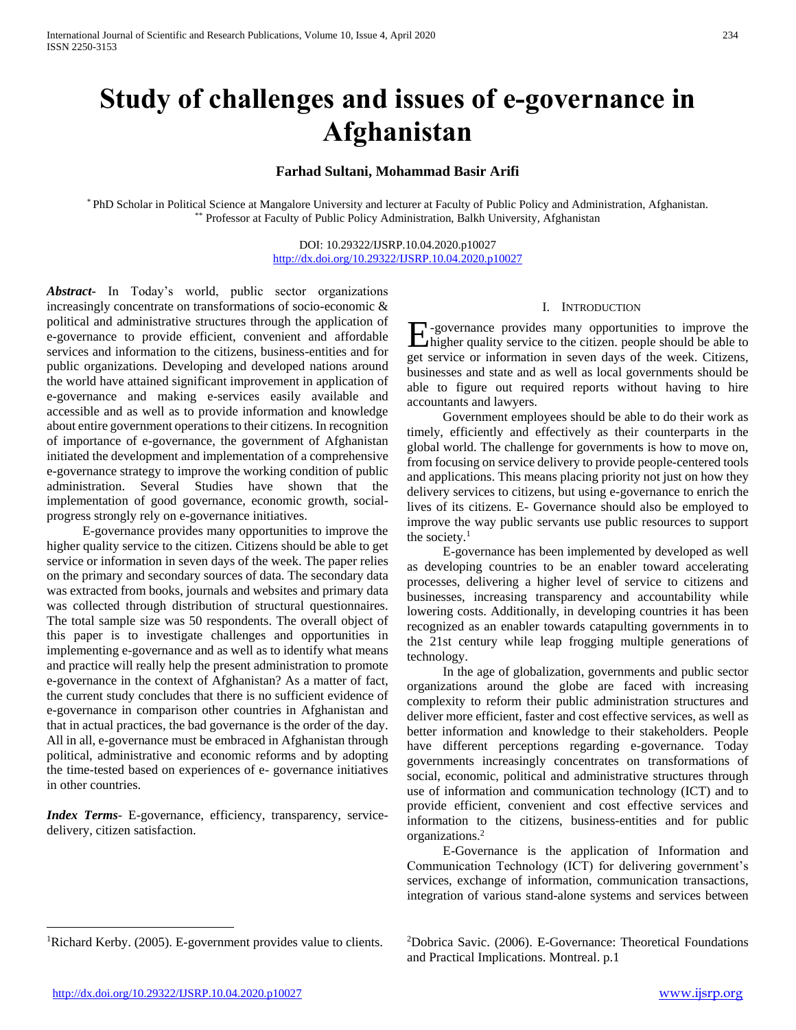# Study of challenges and issues of e-governance in Afghanistan

**Farhad Sultani, Mohammad Basir Arifi**

[*] PhD Scholar in Political Science at Mangalore University and lecturer at Faculty of Public Policy and Administration, Afghanistan.
[**] Professor at Faculty of Public Policy Administration, Balkh University, Afghanistan

DOI: 10.29322/IJSRP.10.04.2020.p10027
http://dx.doi.org/10.29322/IJSRP.10.04.2020.p10027

***Abstract***- In Today's world, public sector organizations increasingly concentrate on transformations of socio-economic & political and administrative structures through the application of e-governance to provide efficient, convenient and affordable services and information to the citizens, business-entities and for public organizations. Developing and developed nations around the world have attained significant improvement in application of e-governance and making e-services easily available and accessible and as well as to provide information and knowledge about entire government operations to their citizens. In recognition of importance of e-governance, the government of Afghanistan initiated the development and implementation of a comprehensive e-governance strategy to improve the working condition of public administration. Several Studies have shown that the implementation of good governance, economic growth, social-progress strongly rely on e-governance initiatives.

E-governance provides many opportunities to improve the higher quality service to the citizen. Citizens should be able to get service or information in seven days of the week. The paper relies on the primary and secondary sources of data. The secondary data was extracted from books, journals and websites and primary data was collected through distribution of structural questionnaires. The total sample size was 50 respondents. The overall object of this paper is to investigate challenges and opportunities in implementing e-governance and as well as to identify what means and practice will really help the present administration to promote e-governance in the context of Afghanistan? As a matter of fact, the current study concludes that there is no sufficient evidence of e-governance in comparison other countries in Afghanistan and that in actual practices, the bad governance is the order of the day. All in all, e-governance must be embraced in Afghanistan through political, administrative and economic reforms and by adopting the time-tested based on experiences of e- governance initiatives in other countries.

***Index Terms***- E-governance, efficiency, transparency, service-delivery, citizen satisfaction.

## I. Introduction

E-governance provides many opportunities to improve the higher quality service to the citizen. people should be able to get service or information in seven days of the week. Citizens, businesses and state and as well as local governments should be able to figure out required reports without having to hire accountants and lawyers.

Government employees should be able to do their work as timely, efficiently and effectively as their counterparts in the global world. The challenge for governments is how to move on, from focusing on service delivery to provide people-centered tools and applications. This means placing priority not just on how they delivery services to citizens, but using e-governance to enrich the lives of its citizens. E- Governance should also be employed to improve the way public servants use public resources to support the society.[1]

E-governance has been implemented by developed as well as developing countries to be an enabler toward accelerating processes, delivering a higher level of service to citizens and businesses, increasing transparency and accountability while lowering costs. Additionally, in developing countries it has been recognized as an enabler towards catapulting governments in to the 21st century while leap frogging multiple generations of technology.

In the age of globalization, governments and public sector organizations around the globe are faced with increasing complexity to reform their public administration structures and deliver more efficient, faster and cost effective services, as well as better information and knowledge to their stakeholders. People have different perceptions regarding e-governance. Today governments increasingly concentrates on transformations of social, economic, political and administrative structures through use of information and communication technology (ICT) and to provide efficient, convenient and cost effective services and information to the citizens, business-entities and for public organizations.[2]

E-Governance is the application of Information and Communication Technology (ICT) for delivering government's services, exchange of information, communication transactions, integration of various stand-alone systems and services between

[1] Richard Kerby. (2005). E-government provides value to clients.

[2] Dobrica Savic. (2006). E-Governance: Theoretical Foundations and Practical Implications. Montreal. p.1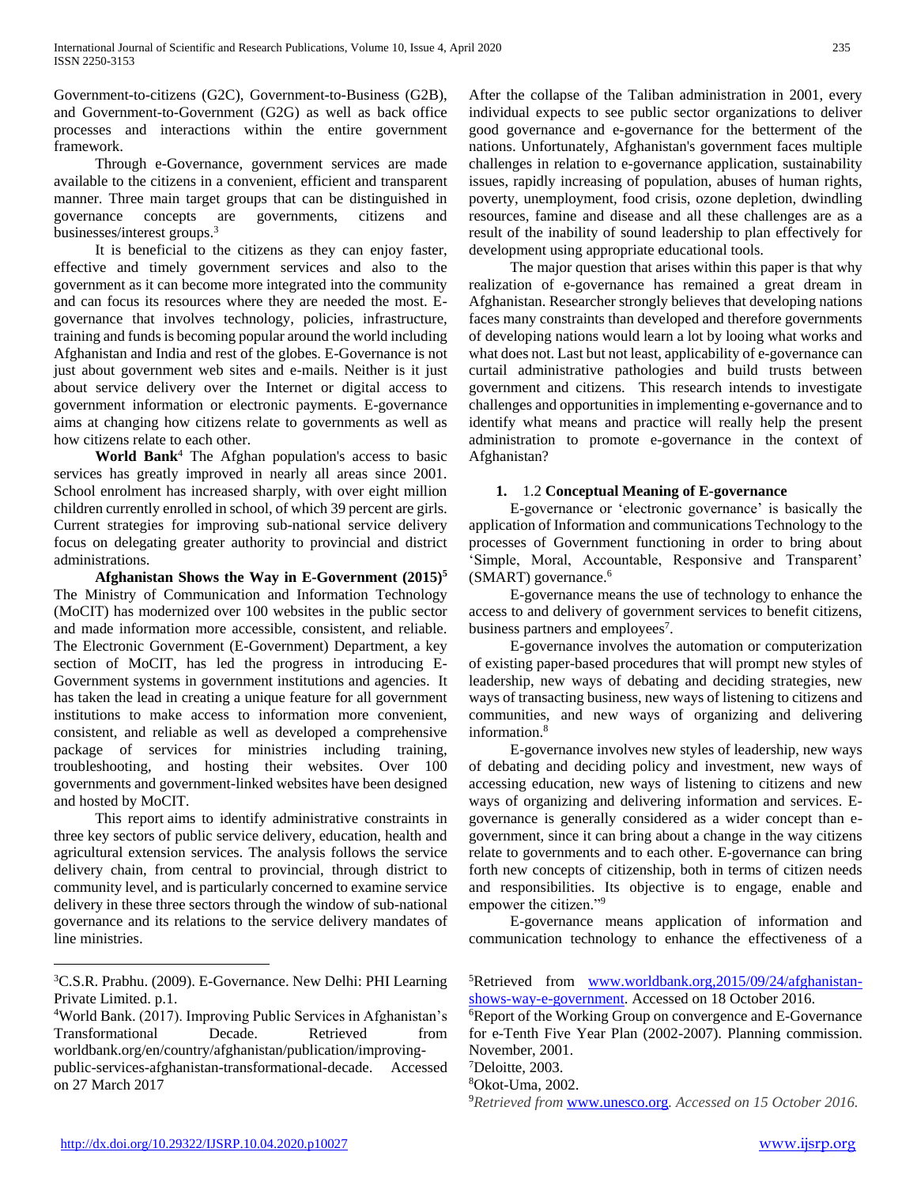Government-to-citizens (G2C), Government-to-Business (G2B), and Government-to-Government (G2G) as well as back office processes and interactions within the entire government framework.

Through e-Governance, government services are made available to the citizens in a convenient, efficient and transparent manner. Three main target groups that can be distinguished in governance concepts are governments, citizens and businesses/interest groups.[3]

It is beneficial to the citizens as they can enjoy faster, effective and timely government services and also to the government as it can become more integrated into the community and can focus its resources where they are needed the most. E-governance that involves technology, policies, infrastructure, training and funds is becoming popular around the world including Afghanistan and India and rest of the globes. E-Governance is not just about government web sites and e-mails. Neither is it just about service delivery over the Internet or digital access to government information or electronic payments. E-governance aims at changing how citizens relate to governments as well as how citizens relate to each other.

**World Bank**[4] The Afghan population's access to basic services has greatly improved in nearly all areas since 2001. School enrolment has increased sharply, with over eight million children currently enrolled in school, of which 39 percent are girls. Current strategies for improving sub-national service delivery focus on delegating greater authority to provincial and district administrations.

**Afghanistan Shows the Way in E-Government (2015)**[5] The Ministry of Communication and Information Technology (MoCIT) has modernized over 100 websites in the public sector and made information more accessible, consistent, and reliable. The Electronic Government (E-Government) Department, a key section of MoCIT, has led the progress in introducing E-Government systems in government institutions and agencies. It has taken the lead in creating a unique feature for all government institutions to make access to information more convenient, consistent, and reliable as well as developed a comprehensive package of services for ministries including training, troubleshooting, and hosting their websites. Over 100 governments and government-linked websites have been designed and hosted by MoCIT.

This report aims to identify administrative constraints in three key sectors of public service delivery, education, health and agricultural extension services. The analysis follows the service delivery chain, from central to provincial, through district to community level, and is particularly concerned to examine service delivery in these three sectors through the window of sub-national governance and its relations to the service delivery mandates of line ministries.

After the collapse of the Taliban administration in 2001, every individual expects to see public sector organizations to deliver good governance and e-governance for the betterment of the nations. Unfortunately, Afghanistan's government faces multiple challenges in relation to e-governance application, sustainability issues, rapidly increasing of population, abuses of human rights, poverty, unemployment, food crisis, ozone depletion, dwindling resources, famine and disease and all these challenges are as a result of the inability of sound leadership to plan effectively for development using appropriate educational tools.

The major question that arises within this paper is that why realization of e-governance has remained a great dream in Afghanistan. Researcher strongly believes that developing nations faces many constraints than developed and therefore governments of developing nations would learn a lot by looing what works and what does not. Last but not least, applicability of e-governance can curtail administrative pathologies and build trusts between government and citizens. This research intends to investigate challenges and opportunities in implementing e-governance and to identify what means and practice will really help the present administration to promote e-governance in the context of Afghanistan?

## 1. 1.2 **Conceptual Meaning of E-governance**

E-governance or 'electronic governance' is basically the application of Information and communications Technology to the processes of Government functioning in order to bring about 'Simple, Moral, Accountable, Responsive and Transparent' (SMART) governance.[6]

E-governance means the use of technology to enhance the access to and delivery of government services to benefit citizens, business partners and employees[7].

E-governance involves the automation or computerization of existing paper-based procedures that will prompt new styles of leadership, new ways of debating and deciding strategies, new ways of transacting business, new ways of listening to citizens and communities, and new ways of organizing and delivering information.[8]

E-governance involves new styles of leadership, new ways of debating and deciding policy and investment, new ways of accessing education, new ways of listening to citizens and new ways of organizing and delivering information and services. E-governance is generally considered as a wider concept than e-government, since it can bring about a change in the way citizens relate to governments and to each other. E-governance can bring forth new concepts of citizenship, both in terms of citizen needs and responsibilities. Its objective is to engage, enable and empower the citizen."[9]

E-governance means application of information and communication technology to enhance the effectiveness of a

---

[3]C.S.R. Prabhu. (2009). E-Governance. New Delhi: PHI Learning Private Limited. p.1.

[4]World Bank. (2017). Improving Public Services in Afghanistan's Transformational Decade. Retrieved from worldbank.org/en/country/afghanistan/publication/improving-public-services-afghanistan-transformational-decade. Accessed on 27 March 2017

[5]Retrieved from www.worldbank.org,2015/09/24/afghanistan-shows-way-e-government. Accessed on 18 October 2016.

[6]Report of the Working Group on convergence and E-Governance for e-Tenth Five Year Plan (2002-2007). Planning commission. November, 2001.

[7]Deloitte, 2003.

[8]Okot-Uma, 2002.

[9]*Retrieved from* www.unesco.org. *Accessed on 15 October 2016.*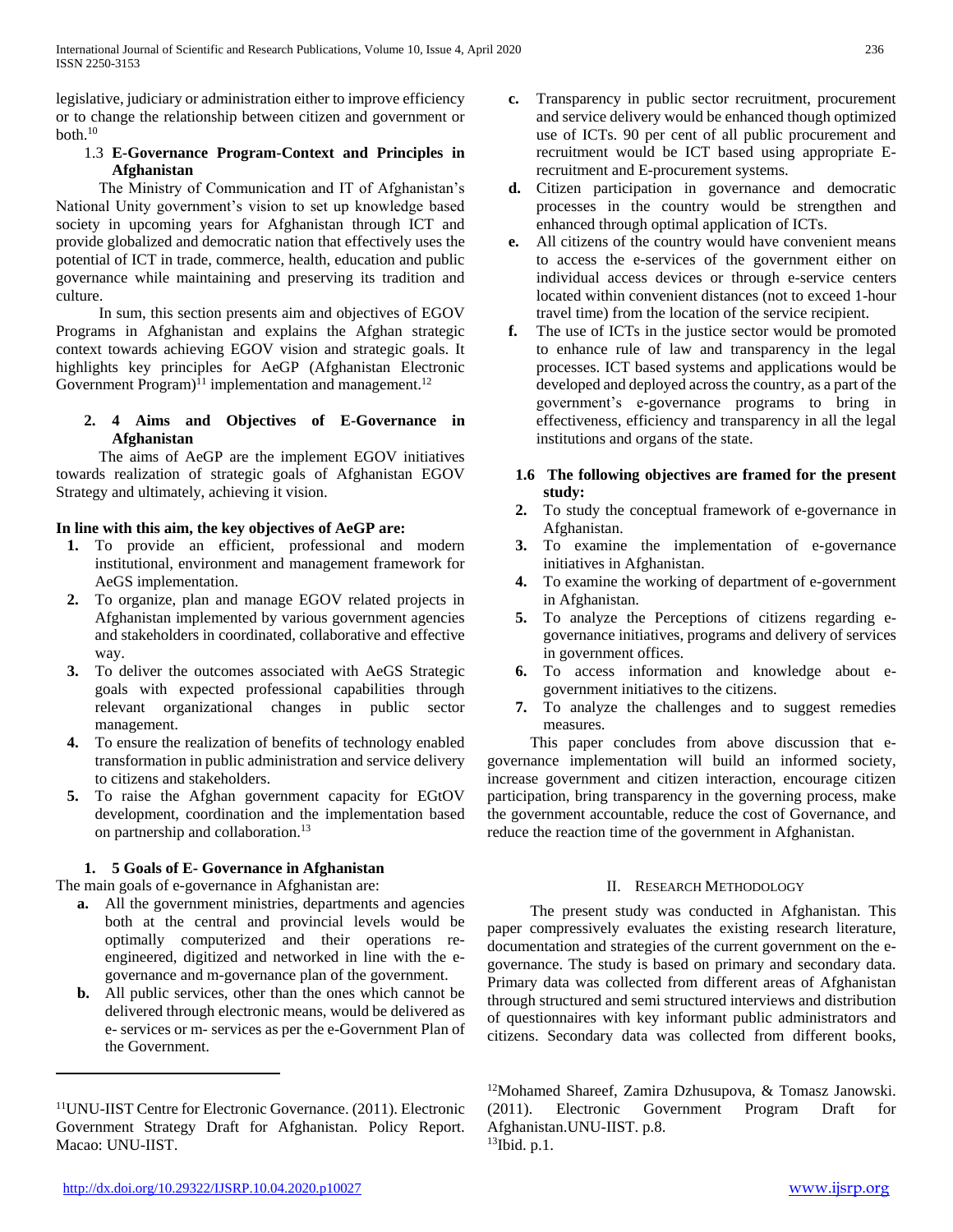legislative, judiciary or administration either to improve efficiency or to change the relationship between citizen and government or both.[10]

### 1.3 E-Governance Program-Context and Principles in Afghanistan

The Ministry of Communication and IT of Afghanistan's National Unity government's vision to set up knowledge based society in upcoming years for Afghanistan through ICT and provide globalized and democratic nation that effectively uses the potential of ICT in trade, commerce, health, education and public governance while maintaining and preserving its tradition and culture.

In sum, this section presents aim and objectives of EGOV Programs in Afghanistan and explains the Afghan strategic context towards achieving EGOV vision and strategic goals. It highlights key principles for AeGP (Afghanistan Electronic Government Program)[11] implementation and management.[12]

### 2. 4 Aims and Objectives of E-Governance in Afghanistan

The aims of AeGP are the implement EGOV initiatives towards realization of strategic goals of Afghanistan EGOV Strategy and ultimately, achieving it vision.

**In line with this aim, the key objectives of AeGP are:**

1. To provide an efficient, professional and modern institutional, environment and management framework for AeGS implementation.
2. To organize, plan and manage EGOV related projects in Afghanistan implemented by various government agencies and stakeholders in coordinated, collaborative and effective way.
3. To deliver the outcomes associated with AeGS Strategic goals with expected professional capabilities through relevant organizational changes in public sector management.
4. To ensure the realization of benefits of technology enabled transformation in public administration and service delivery to citizens and stakeholders.
5. To raise the Afghan government capacity for EGtOV development, coordination and the implementation based on partnership and collaboration.[13]

### 1. 5 Goals of E- Governance in Afghanistan

The main goals of e-governance in Afghanistan are:

- **a.** All the government ministries, departments and agencies both at the central and provincial levels would be optimally computerized and their operations re-engineered, digitized and networked in line with the e-governance and m-governance plan of the government.
- **b.** All public services, other than the ones which cannot be delivered through electronic means, would be delivered as e- services or m- services as per the e-Government Plan of the Government.
- **c.** Transparency in public sector recruitment, procurement and service delivery would be enhanced though optimized use of ICTs. 90 per cent of all public procurement and recruitment would be ICT based using appropriate E-recruitment and E-procurement systems.
- **d.** Citizen participation in governance and democratic processes in the country would be strengthen and enhanced through optimal application of ICTs.
- **e.** All citizens of the country would have convenient means to access the e-services of the government either on individual access devices or through e-service centers located within convenient distances (not to exceed 1-hour travel time) from the location of the service recipient.
- **f.** The use of ICTs in the justice sector would be promoted to enhance rule of law and transparency in the legal processes. ICT based systems and applications would be developed and deployed across the country, as a part of the government's e-governance programs to bring in effectiveness, efficiency and transparency in all the legal institutions and organs of the state.

### 1.6 The following objectives are framed for the present study:

2. To study the conceptual framework of e-governance in Afghanistan.
3. To examine the implementation of e-governance initiatives in Afghanistan.
4. To examine the working of department of e-government in Afghanistan.
5. To analyze the Perceptions of citizens regarding e-governance initiatives, programs and delivery of services in government offices.
6. To access information and knowledge about e-government initiatives to the citizens.
7. To analyze the challenges and to suggest remedies measures.

This paper concludes from above discussion that e-governance implementation will build an informed society, increase government and citizen interaction, encourage citizen participation, bring transparency in the governing process, make the government accountable, reduce the cost of Governance, and reduce the reaction time of the government in Afghanistan.

## II. Research Methodology

The present study was conducted in Afghanistan. This paper compressively evaluates the existing research literature, documentation and strategies of the current government on the e-governance. The study is based on primary and secondary data. Primary data was collected from different areas of Afghanistan through structured and semi structured interviews and distribution of questionnaires with key informant public administrators and citizens. Secondary data was collected from different books,

---

[11] UNU-IIST Centre for Electronic Governance. (2011). Electronic Government Strategy Draft for Afghanistan. Policy Report. Macao: UNU-IIST.

[12] Mohamed Shareef, Zamira Dzhusupova, & Tomasz Janowski. (2011). Electronic Government Program Draft for Afghanistan.UNU-IIST. p.8.

[13] Ibid. p.1.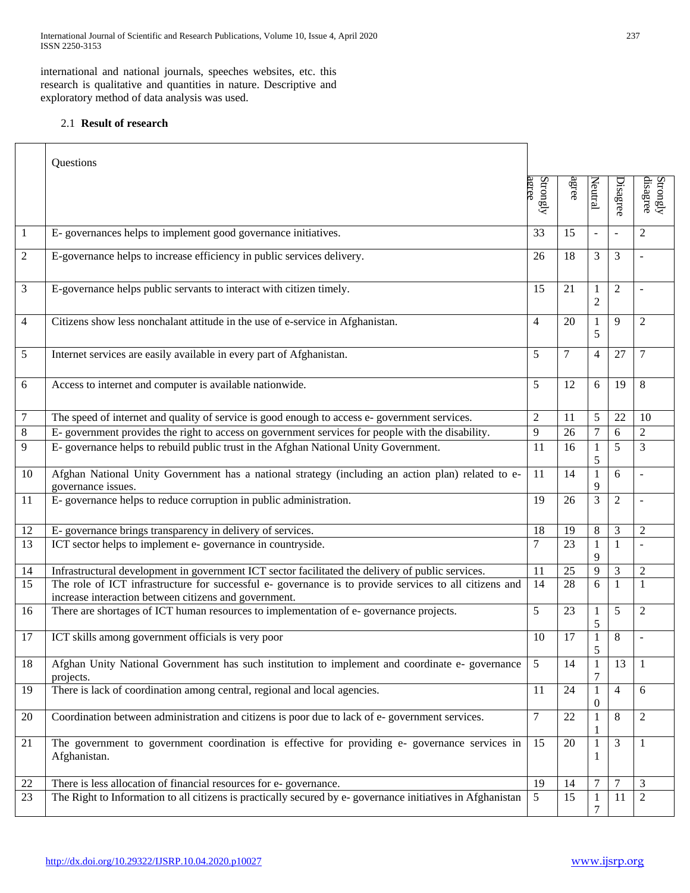international and national journals, speeches websites, etc. this research is qualitative and quantities in nature. Descriptive and exploratory method of data analysis was used.

### 2.1 **Result of research**

| | Questions | Strongly agree | agree | Neutral | Disagree | Strongly disagree |
|---|---|---|---|---|---|---|
| 1 | E- governances helps to implement good governance initiatives. | 33 | 15 | - | - | 2 |
| 2 | E-governance helps to increase efficiency in public services delivery. | 26 | 18 | 3 | 3 | - |
| 3 | E-governance helps public servants to interact with citizen timely. | 15 | 21 | 12 | 2 | - |
| 4 | Citizens show less nonchalant attitude in the use of e-service in Afghanistan. | 4 | 20 | 15 | 9 | 2 |
| 5 | Internet services are easily available in every part of Afghanistan. | 5 | 7 | 4 | 27 | 7 |
| 6 | Access to internet and computer is available nationwide. | 5 | 12 | 6 | 19 | 8 |
| 7 | The speed of internet and quality of service is good enough to access e- government services. | 2 | 11 | 5 | 22 | 10 |
| 8 | E- government provides the right to access on government services for people with the disability. | 9 | 26 | 7 | 6 | 2 |
| 9 | E- governance helps to rebuild public trust in the Afghan National Unity Government. | 11 | 16 | 15 | 5 | 3 |
| 10 | Afghan National Unity Government has a national strategy (including an action plan) related to e-governance issues. | 11 | 14 | 19 | 6 | - |
| 11 | E- governance helps to reduce corruption in public administration. | 19 | 26 | 3 | 2 | - |
| 12 | E- governance brings transparency in delivery of services. | 18 | 19 | 8 | 3 | 2 |
| 13 | ICT sector helps to implement e- governance in countryside. | 7 | 23 | 19 | 1 | - |
| 14 | Infrastructural development in government ICT sector facilitated the delivery of public services. | 11 | 25 | 9 | 3 | 2 |
| 15 | The role of ICT infrastructure for successful e- governance is to provide services to all citizens and increase interaction between citizens and government. | 14 | 28 | 6 | 1 | 1 |
| 16 | There are shortages of ICT human resources to implementation of e- governance projects. | 5 | 23 | 15 | 5 | 2 |
| 17 | ICT skills among government officials is very poor | 10 | 17 | 15 | 8 | - |
| 18 | Afghan Unity National Government has such institution to implement and coordinate e- governance projects. | 5 | 14 | 17 | 13 | 1 |
| 19 | There is lack of coordination among central, regional and local agencies. | 11 | 24 | 10 | 4 | 6 |
| 20 | Coordination between administration and citizens is poor due to lack of e- government services. | 7 | 22 | 11 | 8 | 2 |
| 21 | The government to government coordination is effective for providing e- governance services in Afghanistan. | 15 | 20 | 11 | 3 | 1 |
| 22 | There is less allocation of financial resources for e- governance. | 19 | 14 | 7 | 7 | 3 |
| 23 | The Right to Information to all citizens is practically secured by e- governance initiatives in Afghanistan | 5 | 15 | 17 | 11 | 2 |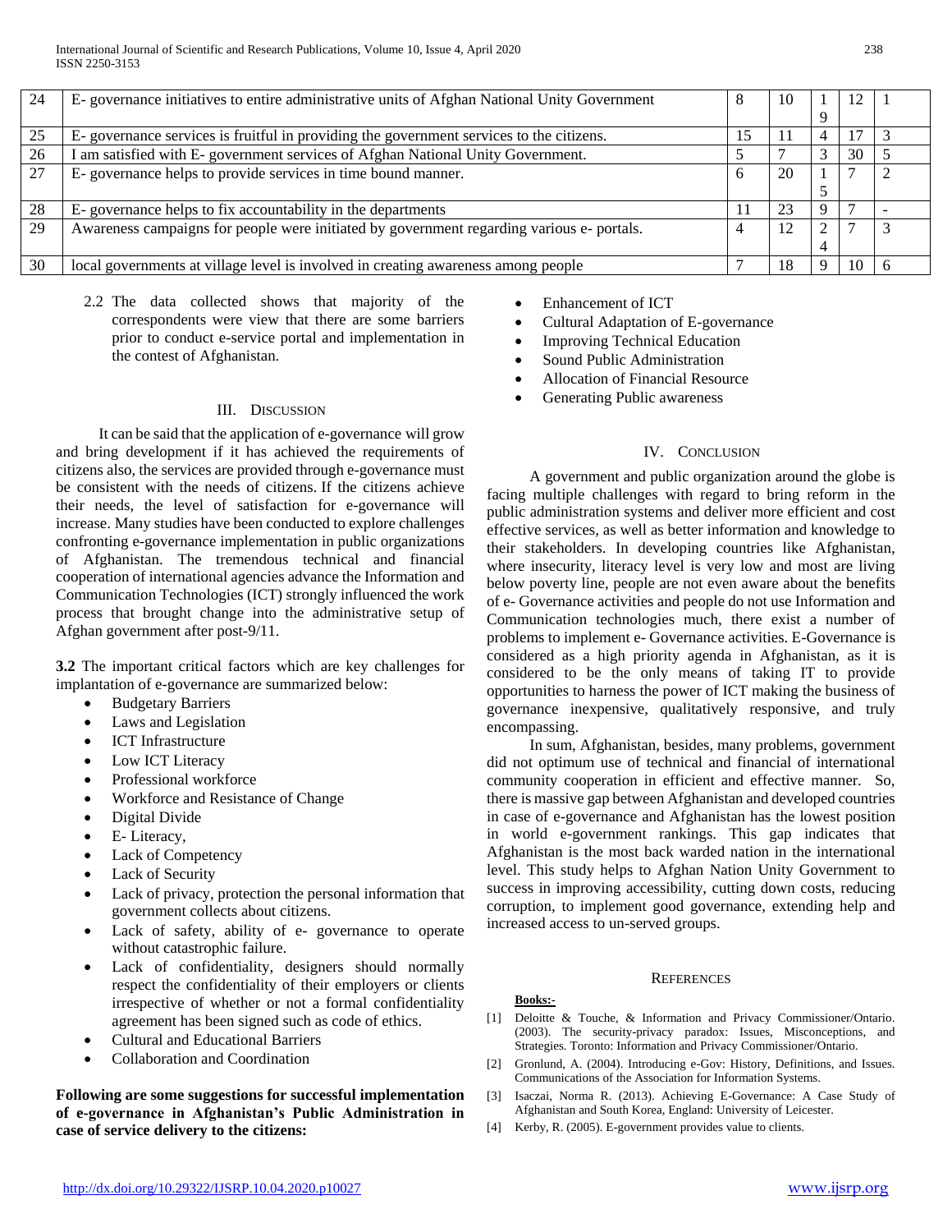| 24 | E- governance initiatives to entire administrative units of Afghan National Unity Government | 8 | 10 | 19 | 12 | 1 |
|---|---|---|---|---|---|---|
| 25 | E- governance services is fruitful in providing the government services to the citizens. | 15 | 11 | 4 | 17 | 3 |
| 26 | I am satisfied with E- government services of Afghan National Unity Government. | 5 | 7 | 3 | 30 | 5 |
| 27 | E- governance helps to provide services in time bound manner. | 6 | 20 | 15 | 7 | 2 |
| 28 | E- governance helps to fix accountability in the departments | 11 | 23 | 9 | 7 | - |
| 29 | Awareness campaigns for people were initiated by government regarding various e- portals. | 4 | 12 | 24 | 7 | 3 |
| 30 | local governments at village level is involved in creating awareness among people | 7 | 18 | 9 | 10 | 6 |

2.2 The data collected shows that majority of the correspondents were view that there are some barriers prior to conduct e-service portal and implementation in the contest of Afghanistan.

## III. Discussion

It can be said that the application of e-governance will grow and bring development if it has achieved the requirements of citizens also, the services are provided through e-governance must be consistent with the needs of citizens. If the citizens achieve their needs, the level of satisfaction for e-governance will increase. Many studies have been conducted to explore challenges confronting e-governance implementation in public organizations of Afghanistan. The tremendous technical and financial cooperation of international agencies advance the Information and Communication Technologies (ICT) strongly influenced the work process that brought change into the administrative setup of Afghan government after post-9/11.

**3.2** The important critical factors which are key challenges for implantation of e-governance are summarized below:

- Budgetary Barriers
- Laws and Legislation
- ICT Infrastructure
- Low ICT Literacy
- Professional workforce
- Workforce and Resistance of Change
- Digital Divide
- E- Literacy,
- Lack of Competency
- Lack of Security
- Lack of privacy, protection the personal information that government collects about citizens.
- Lack of safety, ability of e- governance to operate without catastrophic failure.
- Lack of confidentiality, designers should normally respect the confidentiality of their employers or clients irrespective of whether or not a formal confidentiality agreement has been signed such as code of ethics.
- Cultural and Educational Barriers
- Collaboration and Coordination

**Following are some suggestions for successful implementation of e-governance in Afghanistan's Public Administration in case of service delivery to the citizens:**

- Enhancement of ICT
- Cultural Adaptation of E-governance
- Improving Technical Education
- Sound Public Administration
- Allocation of Financial Resource
- Generating Public awareness

## IV. Conclusion

A government and public organization around the globe is facing multiple challenges with regard to bring reform in the public administration systems and deliver more efficient and cost effective services, as well as better information and knowledge to their stakeholders. In developing countries like Afghanistan, where insecurity, literacy level is very low and most are living below poverty line, people are not even aware about the benefits of e- Governance activities and people do not use Information and Communication technologies much, there exist a number of problems to implement e- Governance activities. E-Governance is considered as a high priority agenda in Afghanistan, as it is considered to be the only means of taking IT to provide opportunities to harness the power of ICT making the business of governance inexpensive, qualitatively responsive, and truly encompassing.

In sum, Afghanistan, besides, many problems, government did not optimum use of technical and financial of international community cooperation in efficient and effective manner. So, there is massive gap between Afghanistan and developed countries in case of e-governance and Afghanistan has the lowest position in world e-government rankings. This gap indicates that Afghanistan is the most back warded nation in the international level. This study helps to Afghan Nation Unity Government to success in improving accessibility, cutting down costs, reducing corruption, to implement good governance, extending help and increased access to un-served groups.

## References

**Books:-**

[1] Deloitte & Touche, & Information and Privacy Commissioner/Ontario. (2003). The security-privacy paradox: Issues, Misconceptions, and Strategies. Toronto: Information and Privacy Commissioner/Ontario.

[2] Gronlund, A. (2004). Introducing e-Gov: History, Definitions, and Issues. Communications of the Association for Information Systems.

[3] Isaczai, Norma R. (2013). Achieving E-Governance: A Case Study of Afghanistan and South Korea, England: University of Leicester.

[4] Kerby, R. (2005). E-government provides value to clients.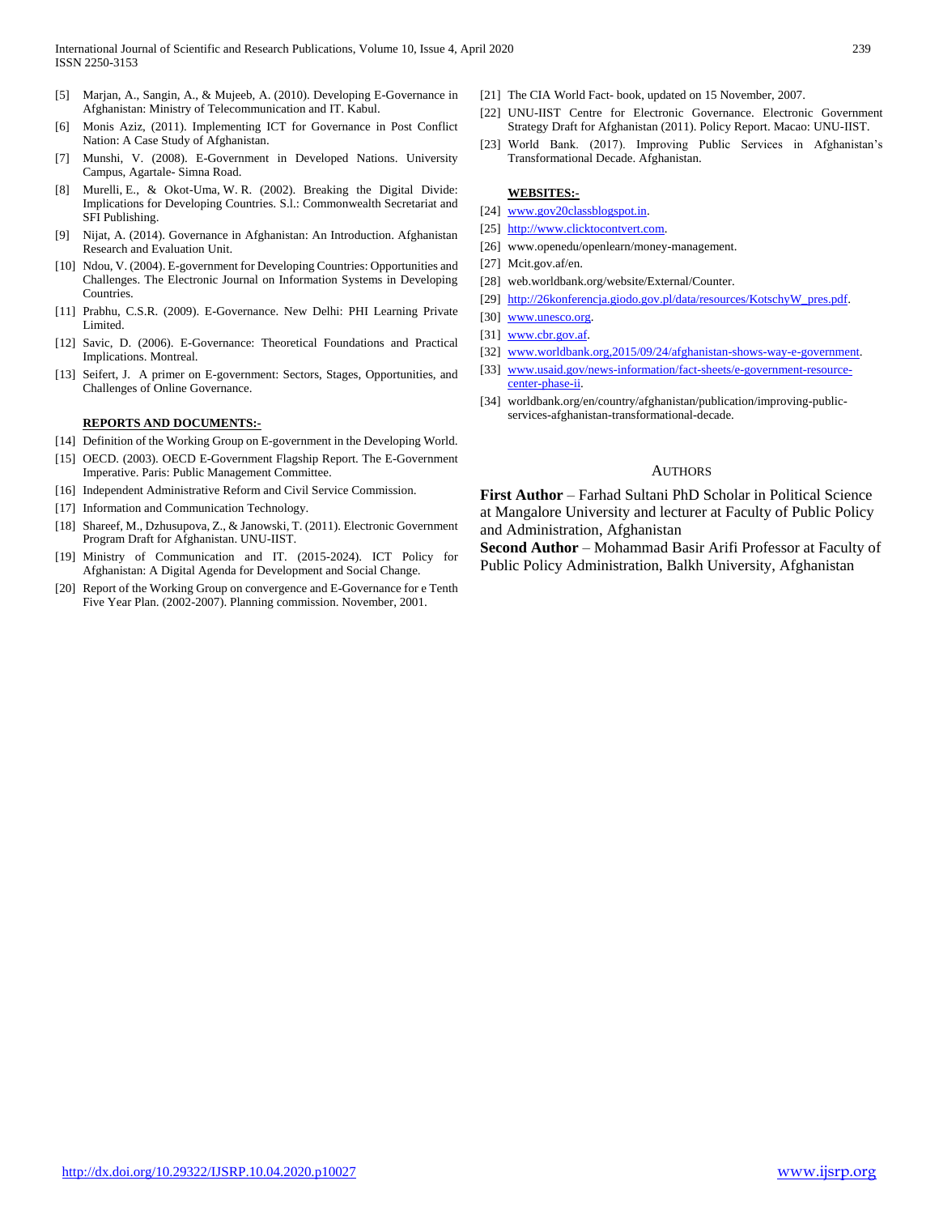[5] Marjan, A., Sangin, A., & Mujeeb, A. (2010). Developing E-Governance in Afghanistan: Ministry of Telecommunication and IT. Kabul.

[6] Monis Aziz, (2011). Implementing ICT for Governance in Post Conflict Nation: A Case Study of Afghanistan.

[7] Munshi, V. (2008). E-Government in Developed Nations. University Campus, Agartale- Simna Road.

[8] Murelli, E., & Okot-Uma, W. R. (2002). Breaking the Digital Divide: Implications for Developing Countries. S.l.: Commonwealth Secretariat and SFI Publishing.

[9] Nijat, A. (2014). Governance in Afghanistan: An Introduction. Afghanistan Research and Evaluation Unit.

[10] Ndou, V. (2004). E-government for Developing Countries: Opportunities and Challenges. The Electronic Journal on Information Systems in Developing Countries.

[11] Prabhu, C.S.R. (2009). E-Governance. New Delhi: PHI Learning Private Limited.

[12] Savic, D. (2006). E-Governance: Theoretical Foundations and Practical Implications. Montreal.

[13] Seifert, J. A primer on E-government: Sectors, Stages, Opportunities, and Challenges of Online Governance.

**REPORTS AND DOCUMENTS:-**

[14] Definition of the Working Group on E-government in the Developing World.

[15] OECD. (2003). OECD E-Government Flagship Report. The E-Government Imperative. Paris: Public Management Committee.

[16] Independent Administrative Reform and Civil Service Commission.

[17] Information and Communication Technology.

[18] Shareef, M., Dzhusupova, Z., & Janowski, T. (2011). Electronic Government Program Draft for Afghanistan. UNU-IIST.

[19] Ministry of Communication and IT. (2015-2024). ICT Policy for Afghanistan: A Digital Agenda for Development and Social Change.

[20] Report of the Working Group on convergence and E-Governance for e Tenth Five Year Plan. (2002-2007). Planning commission. November, 2001.

[21] The CIA World Fact- book, updated on 15 November, 2007.

[22] UNU-IIST Centre for Electronic Governance. Electronic Government Strategy Draft for Afghanistan (2011). Policy Report. Macao: UNU-IIST.

[23] World Bank. (2017). Improving Public Services in Afghanistan's Transformational Decade. Afghanistan.

**WEBSITES:-**

[24] www.gov20classblogspot.in.

[25] http://www.clicktocontvert.com.

[26] www.openedu/openlearn/money-management.

[27] Mcit.gov.af/en.

[28] web.worldbank.org/website/External/Counter.

[29] http://26konferencja.giodo.gov.pl/data/resources/KotschyW_pres.pdf.

[30] www.unesco.org.

[31] www.cbr.gov.af.

[32] www.worldbank.org,2015/09/24/afghanistan-shows-way-e-government.

[33] www.usaid.gov/news-information/fact-sheets/e-government-resource-center-phase-ii.

[34] worldbank.org/en/country/afghanistan/publication/improving-public-services-afghanistan-transformational-decade.

## AUTHORS

**First Author** – Farhad Sultani PhD Scholar in Political Science at Mangalore University and lecturer at Faculty of Public Policy and Administration, Afghanistan

**Second Author** – Mohammad Basir Arifi Professor at Faculty of Public Policy Administration, Balkh University, Afghanistan